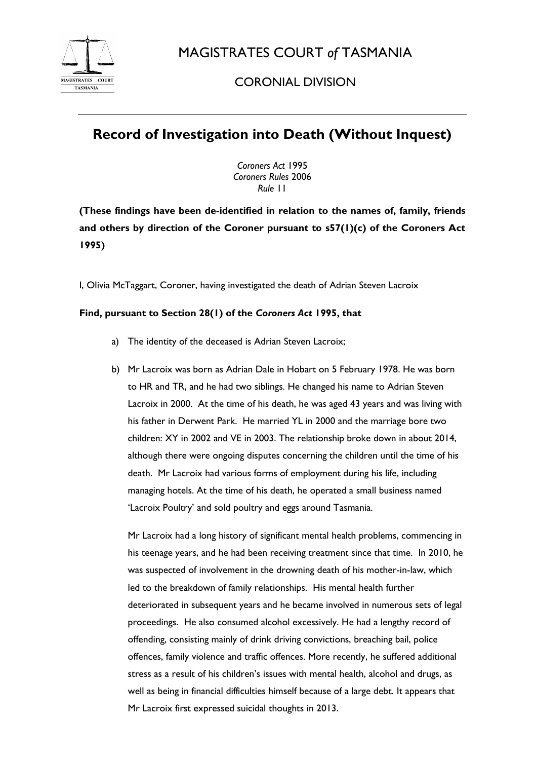# MAGISTRATES COURT *of* TASMANIA

## CORONIAL DIVISION

## Record of Investigation into Death (Without Inquest)

*Coroners Act* 1995
*Coroners Rules* 2006
*Rule* 11

**(These findings have been de-identified in relation to the names of, family, friends and others by direction of the Coroner pursuant to s57(1)(c) of the Coroners Act 1995)**

I, Olivia McTaggart, Coroner, having investigated the death of Adrian Steven Lacroix

**Find, pursuant to Section 28(1) of the *Coroners Act* 1995, that**

a) The identity of the deceased is Adrian Steven Lacroix;

b) Mr Lacroix was born as Adrian Dale in Hobart on 5 February 1978. He was born to HR and TR, and he had two siblings. He changed his name to Adrian Steven Lacroix in 2000. At the time of his death, he was aged 43 years and was living with his father in Derwent Park. He married YL in 2000 and the marriage bore two children: XY in 2002 and VE in 2003. The relationship broke down in about 2014, although there were ongoing disputes concerning the children until the time of his death. Mr Lacroix had various forms of employment during his life, including managing hotels. At the time of his death, he operated a small business named 'Lacroix Poultry' and sold poultry and eggs around Tasmania.

   Mr Lacroix had a long history of significant mental health problems, commencing in his teenage years, and he had been receiving treatment since that time. In 2010, he was suspected of involvement in the drowning death of his mother-in-law, which led to the breakdown of family relationships. His mental health further deteriorated in subsequent years and he became involved in numerous sets of legal proceedings. He also consumed alcohol excessively. He had a lengthy record of offending, consisting mainly of drink driving convictions, breaching bail, police offences, family violence and traffic offences. More recently, he suffered additional stress as a result of his children's issues with mental health, alcohol and drugs, as well as being in financial difficulties himself because of a large debt. It appears that Mr Lacroix first expressed suicidal thoughts in 2013.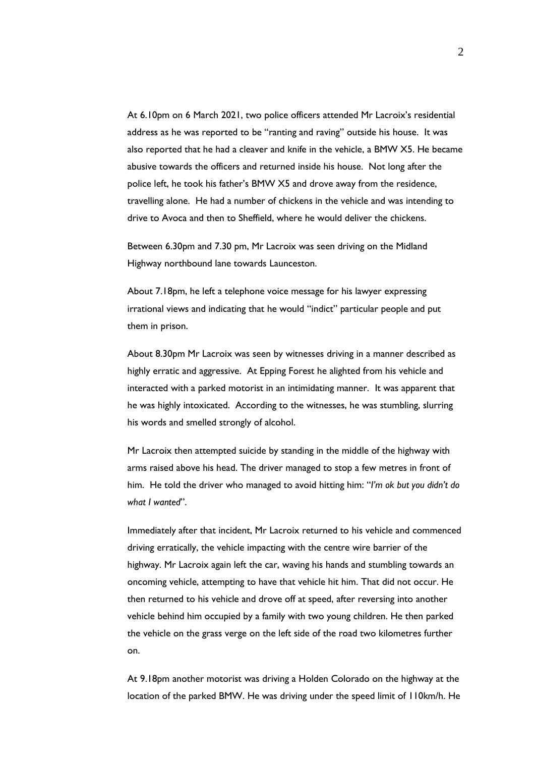At 6.10pm on 6 March 2021, two police officers attended Mr Lacroix's residential address as he was reported to be "ranting and raving" outside his house. It was also reported that he had a cleaver and knife in the vehicle, a BMW X5. He became abusive towards the officers and returned inside his house. Not long after the police left, he took his father's BMW X5 and drove away from the residence, travelling alone. He had a number of chickens in the vehicle and was intending to drive to Avoca and then to Sheffield, where he would deliver the chickens.

Between 6.30pm and 7.30 pm, Mr Lacroix was seen driving on the Midland Highway northbound lane towards Launceston.

About 7.18pm, he left a telephone voice message for his lawyer expressing irrational views and indicating that he would "indict" particular people and put them in prison.

About 8.30pm Mr Lacroix was seen by witnesses driving in a manner described as highly erratic and aggressive. At Epping Forest he alighted from his vehicle and interacted with a parked motorist in an intimidating manner. It was apparent that he was highly intoxicated. According to the witnesses, he was stumbling, slurring his words and smelled strongly of alcohol.

Mr Lacroix then attempted suicide by standing in the middle of the highway with arms raised above his head. The driver managed to stop a few metres in front of him. He told the driver who managed to avoid hitting him: "*I'm ok but you didn't do what I wanted*".

Immediately after that incident, Mr Lacroix returned to his vehicle and commenced driving erratically, the vehicle impacting with the centre wire barrier of the highway. Mr Lacroix again left the car, waving his hands and stumbling towards an oncoming vehicle, attempting to have that vehicle hit him. That did not occur. He then returned to his vehicle and drove off at speed, after reversing into another vehicle behind him occupied by a family with two young children. He then parked the vehicle on the grass verge on the left side of the road two kilometres further on.

At 9.18pm another motorist was driving a Holden Colorado on the highway at the location of the parked BMW. He was driving under the speed limit of 110km/h. He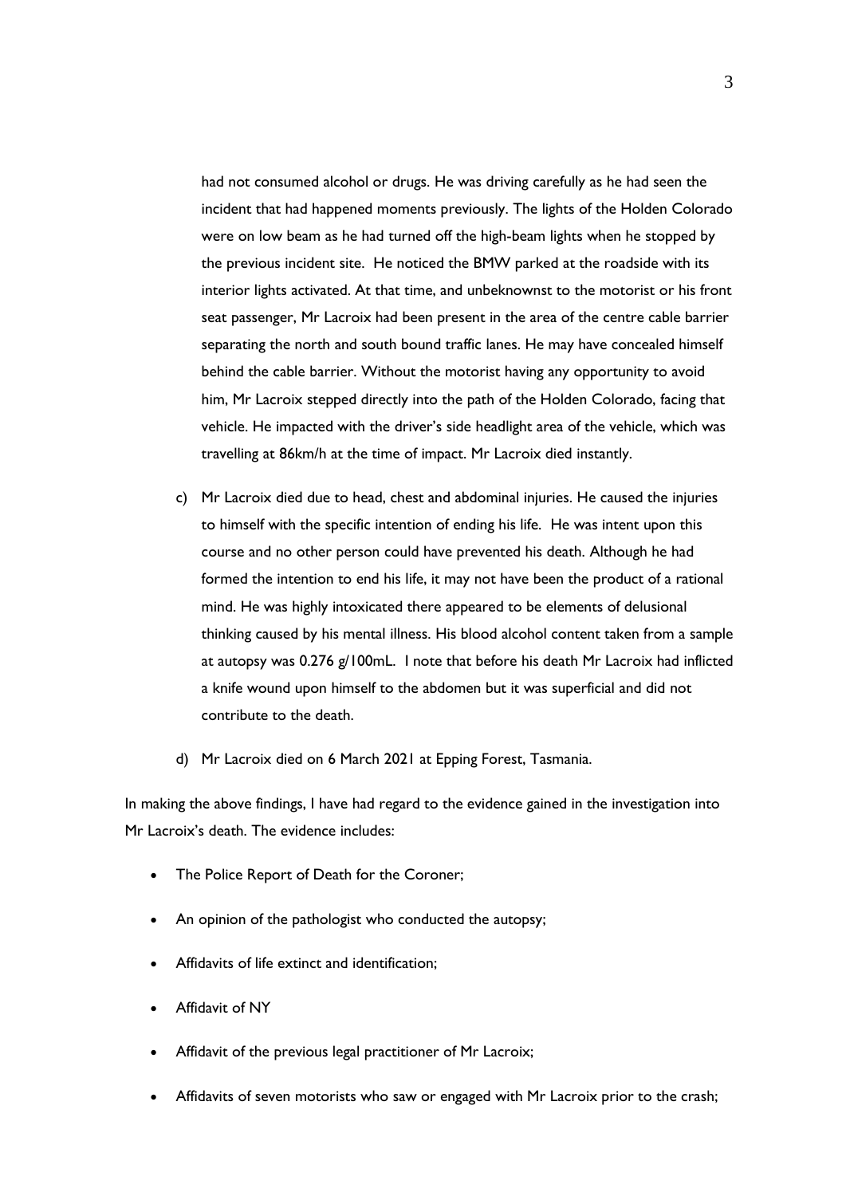had not consumed alcohol or drugs. He was driving carefully as he had seen the incident that had happened moments previously. The lights of the Holden Colorado were on low beam as he had turned off the high-beam lights when he stopped by the previous incident site. He noticed the BMW parked at the roadside with its interior lights activated. At that time, and unbeknownst to the motorist or his front seat passenger, Mr Lacroix had been present in the area of the centre cable barrier separating the north and south bound traffic lanes. He may have concealed himself behind the cable barrier. Without the motorist having any opportunity to avoid him, Mr Lacroix stepped directly into the path of the Holden Colorado, facing that vehicle. He impacted with the driver's side headlight area of the vehicle, which was travelling at 86km/h at the time of impact. Mr Lacroix died instantly.

c) Mr Lacroix died due to head, chest and abdominal injuries. He caused the injuries to himself with the specific intention of ending his life. He was intent upon this course and no other person could have prevented his death. Although he had formed the intention to end his life, it may not have been the product of a rational mind. He was highly intoxicated there appeared to be elements of delusional thinking caused by his mental illness. His blood alcohol content taken from a sample at autopsy was 0.276 g/100mL. I note that before his death Mr Lacroix had inflicted a knife wound upon himself to the abdomen but it was superficial and did not contribute to the death.

d) Mr Lacroix died on 6 March 2021 at Epping Forest, Tasmania.

In making the above findings, I have had regard to the evidence gained in the investigation into Mr Lacroix's death. The evidence includes:

- The Police Report of Death for the Coroner;
- An opinion of the pathologist who conducted the autopsy;
- Affidavits of life extinct and identification;
- Affidavit of NY
- Affidavit of the previous legal practitioner of Mr Lacroix;
- Affidavits of seven motorists who saw or engaged with Mr Lacroix prior to the crash;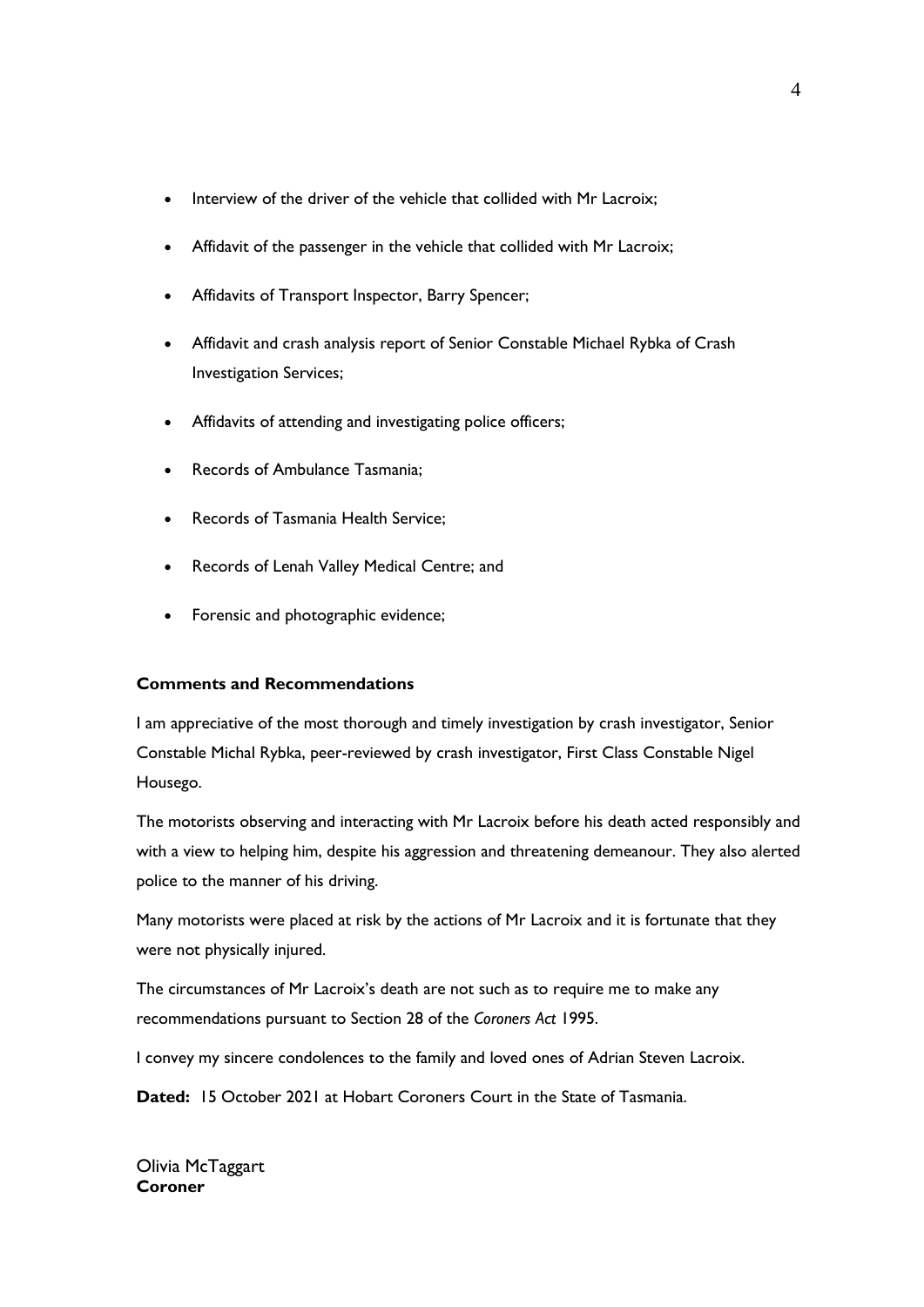- Interview of the driver of the vehicle that collided with Mr Lacroix;
- Affidavit of the passenger in the vehicle that collided with Mr Lacroix;
- Affidavits of Transport Inspector, Barry Spencer;
- Affidavit and crash analysis report of Senior Constable Michael Rybka of Crash Investigation Services;
- Affidavits of attending and investigating police officers;
- Records of Ambulance Tasmania;
- Records of Tasmania Health Service;
- Records of Lenah Valley Medical Centre; and
- Forensic and photographic evidence;

**Comments and Recommendations**

I am appreciative of the most thorough and timely investigation by crash investigator, Senior Constable Michal Rybka, peer-reviewed by crash investigator, First Class Constable Nigel Housego.

The motorists observing and interacting with Mr Lacroix before his death acted responsibly and with a view to helping him, despite his aggression and threatening demeanour. They also alerted police to the manner of his driving.

Many motorists were placed at risk by the actions of Mr Lacroix and it is fortunate that they were not physically injured.

The circumstances of Mr Lacroix's death are not such as to require me to make any recommendations pursuant to Section 28 of the *Coroners Act* 1995.

I convey my sincere condolences to the family and loved ones of Adrian Steven Lacroix.

**Dated:** 15 October 2021 at Hobart Coroners Court in the State of Tasmania.

Olivia McTaggart
**Coroner**